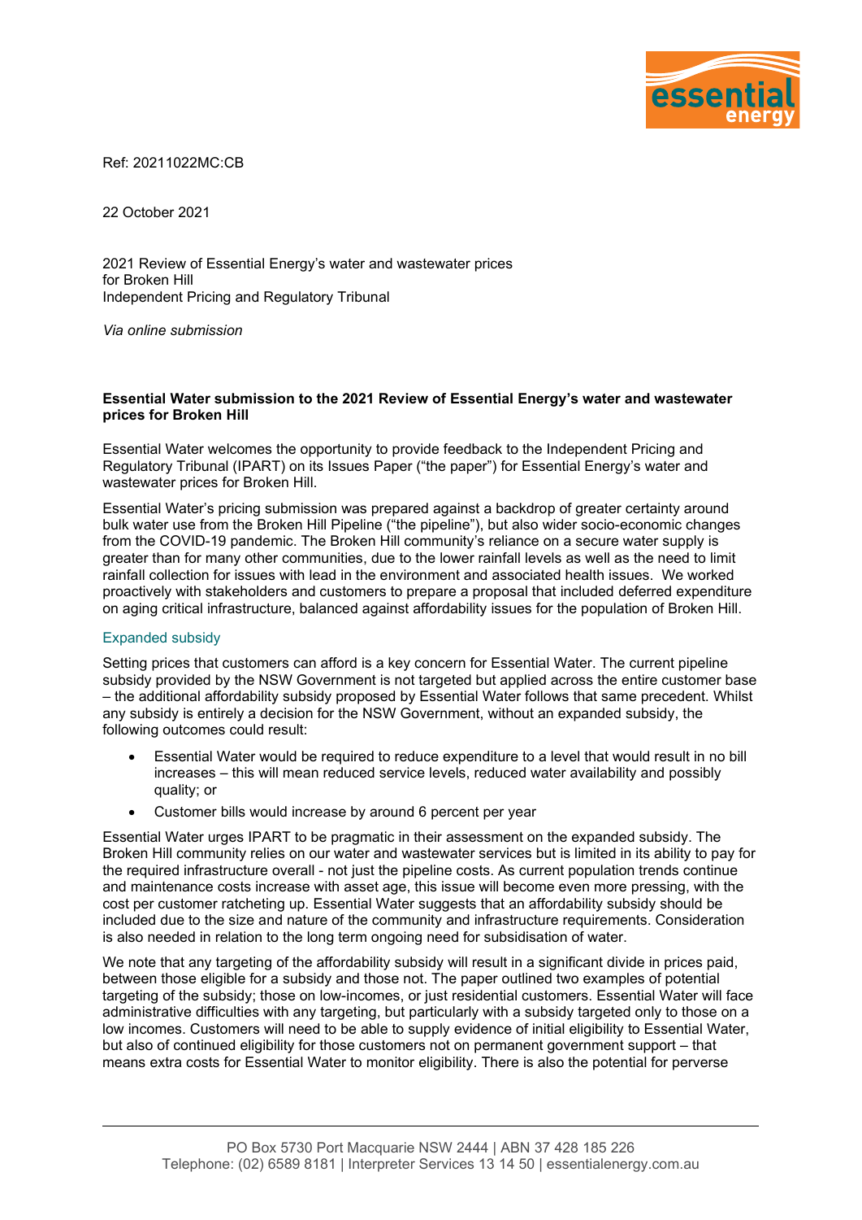Ref: 20211022MC:CB

22 October 2021

2021 Review of Essential Energy's water and wastewater prices for Broken Hill
Independent Pricing and Regulatory Tribunal

*Via online submission*

**Essential Water submission to the 2021 Review of Essential Energy's water and wastewater prices for Broken Hill**

Essential Water welcomes the opportunity to provide feedback to the Independent Pricing and Regulatory Tribunal (IPART) on its Issues Paper ("the paper") for Essential Energy's water and wastewater prices for Broken Hill.

Essential Water's pricing submission was prepared against a backdrop of greater certainty around bulk water use from the Broken Hill Pipeline ("the pipeline"), but also wider socio-economic changes from the COVID-19 pandemic. The Broken Hill community's reliance on a secure water supply is greater than for many other communities, due to the lower rainfall levels as well as the need to limit rainfall collection for issues with lead in the environment and associated health issues. We worked proactively with stakeholders and customers to prepare a proposal that included deferred expenditure on aging critical infrastructure, balanced against affordability issues for the population of Broken Hill.

## Expanded subsidy

Setting prices that customers can afford is a key concern for Essential Water. The current pipeline subsidy provided by the NSW Government is not targeted but applied across the entire customer base – the additional affordability subsidy proposed by Essential Water follows that same precedent. Whilst any subsidy is entirely a decision for the NSW Government, without an expanded subsidy, the following outcomes could result:

- Essential Water would be required to reduce expenditure to a level that would result in no bill increases – this will mean reduced service levels, reduced water availability and possibly quality; or
- Customer bills would increase by around 6 percent per year

Essential Water urges IPART to be pragmatic in their assessment on the expanded subsidy. The Broken Hill community relies on our water and wastewater services but is limited in its ability to pay for the required infrastructure overall - not just the pipeline costs. As current population trends continue and maintenance costs increase with asset age, this issue will become even more pressing, with the cost per customer ratcheting up. Essential Water suggests that an affordability subsidy should be included due to the size and nature of the community and infrastructure requirements. Consideration is also needed in relation to the long term ongoing need for subsidisation of water.

We note that any targeting of the affordability subsidy will result in a significant divide in prices paid, between those eligible for a subsidy and those not. The paper outlined two examples of potential targeting of the subsidy; those on low-incomes, or just residential customers. Essential Water will face administrative difficulties with any targeting, but particularly with a subsidy targeted only to those on a low incomes. Customers will need to be able to supply evidence of initial eligibility to Essential Water, but also of continued eligibility for those customers not on permanent government support – that means extra costs for Essential Water to monitor eligibility. There is also the potential for perverse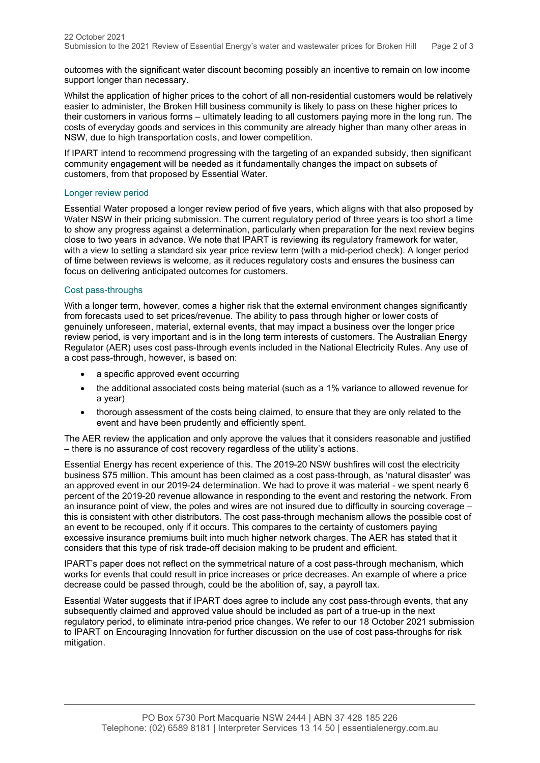outcomes with the significant water discount becoming possibly an incentive to remain on low income support longer than necessary.

Whilst the application of higher prices to the cohort of all non-residential customers would be relatively easier to administer, the Broken Hill business community is likely to pass on these higher prices to their customers in various forms – ultimately leading to all customers paying more in the long run. The costs of everyday goods and services in this community are already higher than many other areas in NSW, due to high transportation costs, and lower competition.

If IPART intend to recommend progressing with the targeting of an expanded subsidy, then significant community engagement will be needed as it fundamentally changes the impact on subsets of customers, from that proposed by Essential Water.

### Longer review period

Essential Water proposed a longer review period of five years, which aligns with that also proposed by Water NSW in their pricing submission. The current regulatory period of three years is too short a time to show any progress against a determination, particularly when preparation for the next review begins close to two years in advance. We note that IPART is reviewing its regulatory framework for water, with a view to setting a standard six year price review term (with a mid-period check). A longer period of time between reviews is welcome, as it reduces regulatory costs and ensures the business can focus on delivering anticipated outcomes for customers.

### Cost pass-throughs

With a longer term, however, comes a higher risk that the external environment changes significantly from forecasts used to set prices/revenue. The ability to pass through higher or lower costs of genuinely unforeseen, material, external events, that may impact a business over the longer price review period, is very important and is in the long term interests of customers. The Australian Energy Regulator (AER) uses cost pass-through events included in the National Electricity Rules. Any use of a cost pass-through, however, is based on:

- a specific approved event occurring
- the additional associated costs being material (such as a 1% variance to allowed revenue for a year)
- thorough assessment of the costs being claimed, to ensure that they are only related to the event and have been prudently and efficiently spent.

The AER review the application and only approve the values that it considers reasonable and justified – there is no assurance of cost recovery regardless of the utility's actions.

Essential Energy has recent experience of this. The 2019-20 NSW bushfires will cost the electricity business $75 million. This amount has been claimed as a cost pass-through, as 'natural disaster' was an approved event in our 2019-24 determination. We had to prove it was material - we spent nearly 6 percent of the 2019-20 revenue allowance in responding to the event and restoring the network. From an insurance point of view, the poles and wires are not insured due to difficulty in sourcing coverage – this is consistent with other distributors. The cost pass-through mechanism allows the possible cost of an event to be recouped, only if it occurs. This compares to the certainty of customers paying excessive insurance premiums built into much higher network charges. The AER has stated that it considers that this type of risk trade-off decision making to be prudent and efficient.

IPART's paper does not reflect on the symmetrical nature of a cost pass-through mechanism, which works for events that could result in price increases or price decreases. An example of where a price decrease could be passed through, could be the abolition of, say, a payroll tax.

Essential Water suggests that if IPART does agree to include any cost pass-through events, that any subsequently claimed and approved value should be included as part of a true-up in the next regulatory period, to eliminate intra-period price changes. We refer to our 18 October 2021 submission to IPART on Encouraging Innovation for further discussion on the use of cost pass-throughs for risk mitigation.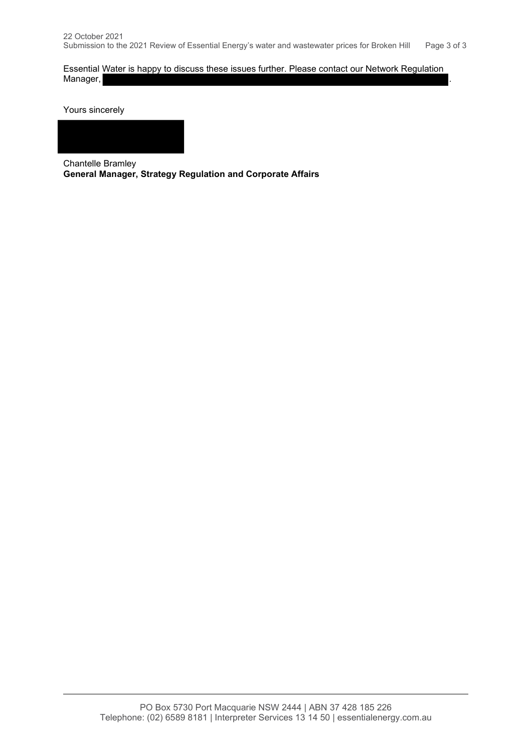Essential Water is happy to discuss these issues further. Please contact our Network Regulation Manager, .

Yours sincerely

Chantelle Bramley
**General Manager, Strategy Regulation and Corporate Affairs**

PO Box 5730 Port Macquarie NSW 2444 | ABN 37 428 185 226
Telephone: (02) 6589 8181 | Interpreter Services 13 14 50 | essentialenergy.com.au